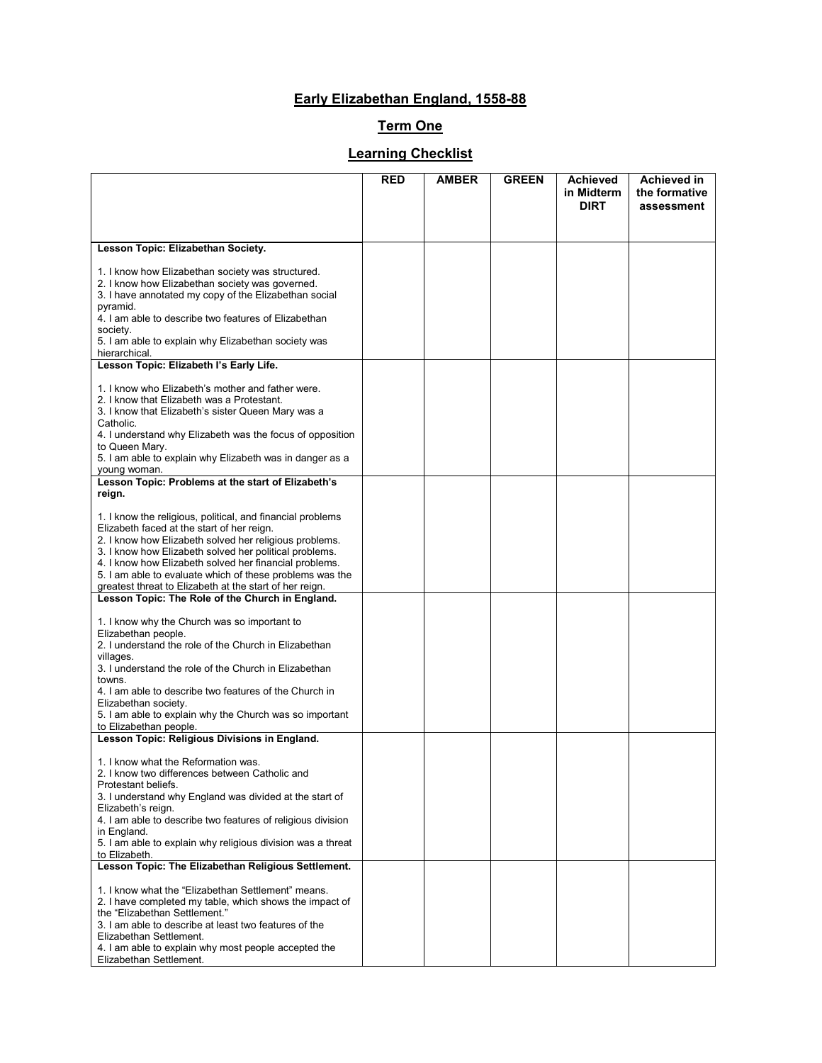# Early Elizabethan England, 1558-88

## Term One

## Learning Checklist

| | RED | AMBER | GREEN | Achieved in Midterm DIRT | Achieved in the formative assessment |
|---|---|---|---|---|---|
| **Lesson Topic: Elizabethan Society.**<br><br>1. I know how Elizabethan society was structured.<br>2. I know how Elizabethan society was governed.<br>3. I have annotated my copy of the Elizabethan social pyramid.<br>4. I am able to describe two features of Elizabethan society.<br>5. I am able to explain why Elizabethan society was hierarchical. | | | | | |
| **Lesson Topic: Elizabeth I's Early Life.**<br><br>1. I know who Elizabeth's mother and father were.<br>2. I know that Elizabeth was a Protestant.<br>3. I know that Elizabeth's sister Queen Mary was a Catholic.<br>4. I understand why Elizabeth was the focus of opposition to Queen Mary.<br>5. I am able to explain why Elizabeth was in danger as a young woman. | | | | | |
| **Lesson Topic: Problems at the start of Elizabeth's reign.**<br><br>1. I know the religious, political, and financial problems Elizabeth faced at the start of her reign.<br>2. I know how Elizabeth solved her religious problems.<br>3. I know how Elizabeth solved her political problems.<br>4. I know how Elizabeth solved her financial problems.<br>5. I am able to evaluate which of these problems was the greatest threat to Elizabeth at the start of her reign. | | | | | |
| **Lesson Topic: The Role of the Church in England.**<br><br>1. I know why the Church was so important to Elizabethan people.<br>2. I understand the role of the Church in Elizabethan villages.<br>3. I understand the role of the Church in Elizabethan towns.<br>4. I am able to describe two features of the Church in Elizabethan society.<br>5. I am able to explain why the Church was so important to Elizabethan people. | | | | | |
| **Lesson Topic: Religious Divisions in England.**<br><br>1. I know what the Reformation was.<br>2. I know two differences between Catholic and Protestant beliefs.<br>3. I understand why England was divided at the start of Elizabeth's reign.<br>4. I am able to describe two features of religious division in England.<br>5. I am able to explain why religious division was a threat to Elizabeth. | | | | | |
| **Lesson Topic: The Elizabethan Religious Settlement.**<br><br>1. I know what the "Elizabethan Settlement" means.<br>2. I have completed my table, which shows the impact of the "Elizabethan Settlement."<br>3. I am able to describe at least two features of the Elizabethan Settlement.<br>4. I am able to explain why most people accepted the Elizabethan Settlement. | | | | | |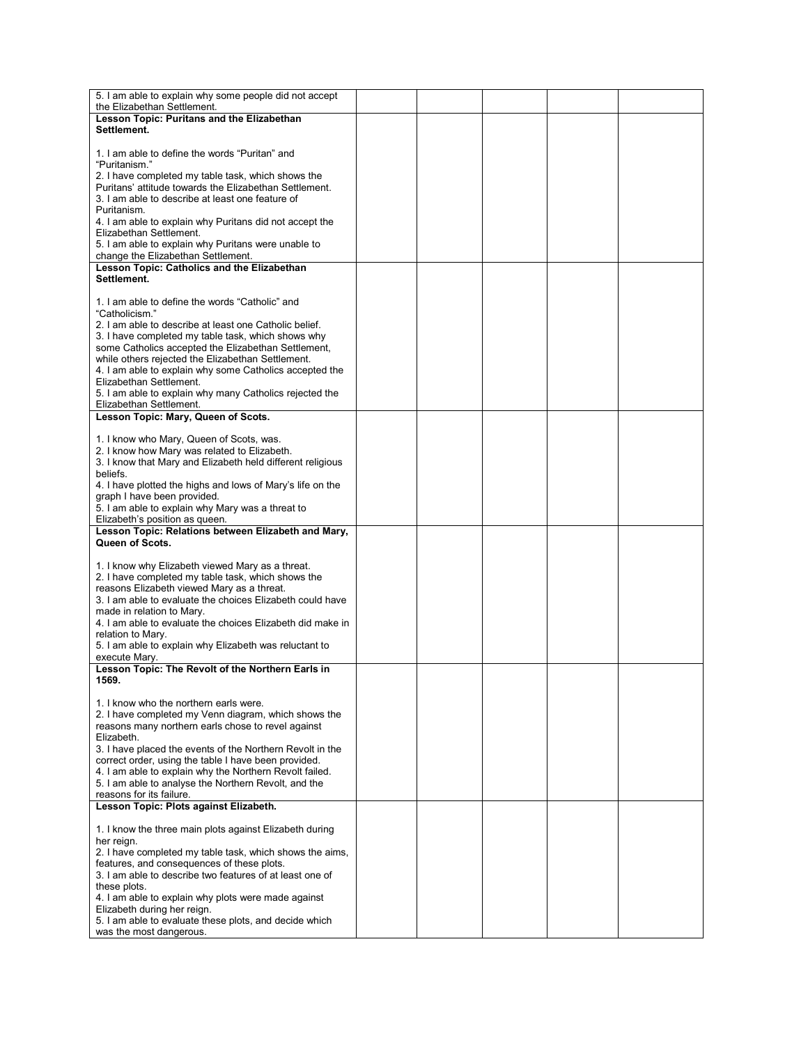| | | | | | |
|---|---|---|---|---|---|
| 5. I am able to explain why some people did not accept the Elizabethan Settlement. | | | | | |
| **Lesson Topic: Puritans and the Elizabethan Settlement.**<br><br>1. I am able to define the words "Puritan" and "Puritanism."<br>2. I have completed my table task, which shows the Puritans' attitude towards the Elizabethan Settlement.<br>3. I am able to describe at least one feature of Puritanism.<br>4. I am able to explain why Puritans did not accept the Elizabethan Settlement.<br>5. I am able to explain why Puritans were unable to change the Elizabethan Settlement. | | | | | |
| **Lesson Topic: Catholics and the Elizabethan Settlement.**<br><br>1. I am able to define the words "Catholic" and "Catholicism."<br>2. I am able to describe at least one Catholic belief.<br>3. I have completed my table task, which shows why some Catholics accepted the Elizabethan Settlement, while others rejected the Elizabethan Settlement.<br>4. I am able to explain why some Catholics accepted the Elizabethan Settlement.<br>5. I am able to explain why many Catholics rejected the Elizabethan Settlement. | | | | | |
| **Lesson Topic: Mary, Queen of Scots.**<br><br>1. I know who Mary, Queen of Scots, was.<br>2. I know how Mary was related to Elizabeth.<br>3. I know that Mary and Elizabeth held different religious beliefs.<br>4. I have plotted the highs and lows of Mary's life on the graph I have been provided.<br>5. I am able to explain why Mary was a threat to Elizabeth's position as queen. | | | | | |
| **Lesson Topic: Relations between Elizabeth and Mary, Queen of Scots.**<br><br>1. I know why Elizabeth viewed Mary as a threat.<br>2. I have completed my table task, which shows the reasons Elizabeth viewed Mary as a threat.<br>3. I am able to evaluate the choices Elizabeth could have made in relation to Mary.<br>4. I am able to evaluate the choices Elizabeth did make in relation to Mary.<br>5. I am able to explain why Elizabeth was reluctant to execute Mary. | | | | | |
| **Lesson Topic: The Revolt of the Northern Earls in 1569.**<br><br>1. I know who the northern earls were.<br>2. I have completed my Venn diagram, which shows the reasons many northern earls chose to revel against Elizabeth.<br>3. I have placed the events of the Northern Revolt in the correct order, using the table I have been provided.<br>4. I am able to explain why the Northern Revolt failed.<br>5. I am able to analyse the Northern Revolt, and the reasons for its failure. | | | | | |
| **Lesson Topic: Plots against Elizabeth.**<br><br>1. I know the three main plots against Elizabeth during her reign.<br>2. I have completed my table task, which shows the aims, features, and consequences of these plots.<br>3. I am able to describe two features of at least one of these plots.<br>4. I am able to explain why plots were made against Elizabeth during her reign.<br>5. I am able to evaluate these plots, and decide which was the most dangerous. | | | | | |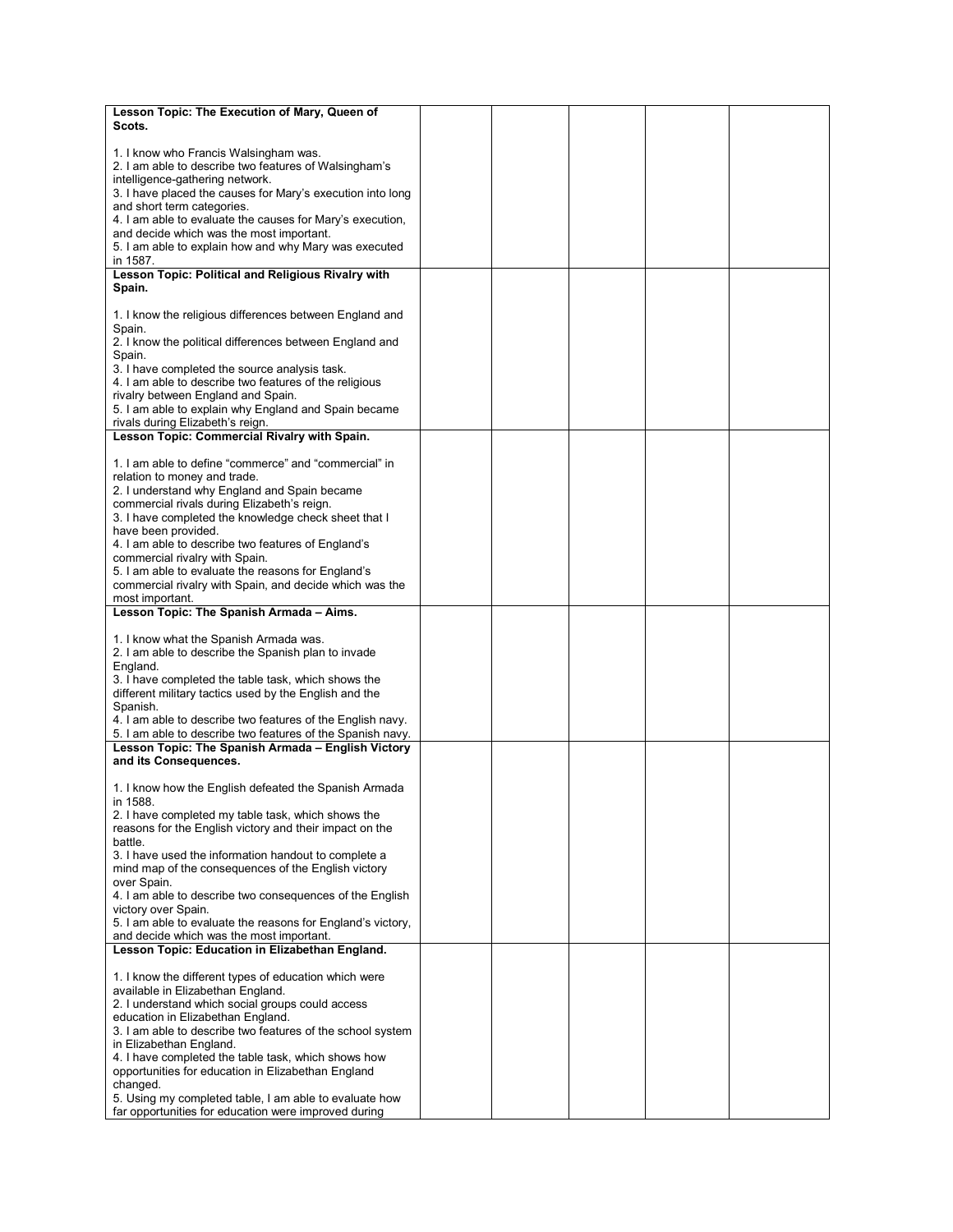| | | | | | |
|---|---|---|---|---|---|
| **Lesson Topic: The Execution of Mary, Queen of Scots.**<br><br>1. I know who Francis Walsingham was.<br>2. I am able to describe two features of Walsingham's intelligence-gathering network.<br>3. I have placed the causes for Mary's execution into long and short term categories.<br>4. I am able to evaluate the causes for Mary's execution, and decide which was the most important.<br>5. I am able to explain how and why Mary was executed in 1587. | | | | | |
| **Lesson Topic: Political and Religious Rivalry with Spain.**<br><br>1. I know the religious differences between England and Spain.<br>2. I know the political differences between England and Spain.<br>3. I have completed the source analysis task.<br>4. I am able to describe two features of the religious rivalry between England and Spain.<br>5. I am able to explain why England and Spain became rivals during Elizabeth's reign. | | | | | |
| **Lesson Topic: Commercial Rivalry with Spain.**<br><br>1. I am able to define "commerce" and "commercial" in relation to money and trade.<br>2. I understand why England and Spain became commercial rivals during Elizabeth's reign.<br>3. I have completed the knowledge check sheet that I have been provided.<br>4. I am able to describe two features of England's commercial rivalry with Spain.<br>5. I am able to evaluate the reasons for England's commercial rivalry with Spain, and decide which was the most important. | | | | | |
| **Lesson Topic: The Spanish Armada – Aims.**<br><br>1. I know what the Spanish Armada was.<br>2. I am able to describe the Spanish plan to invade England.<br>3. I have completed the table task, which shows the different military tactics used by the English and the Spanish.<br>4. I am able to describe two features of the English navy.<br>5. I am able to describe two features of the Spanish navy. | | | | | |
| **Lesson Topic: The Spanish Armada – English Victory and its Consequences.**<br><br>1. I know how the English defeated the Spanish Armada in 1588.<br>2. I have completed my table task, which shows the reasons for the English victory and their impact on the battle.<br>3. I have used the information handout to complete a mind map of the consequences of the English victory over Spain.<br>4. I am able to describe two consequences of the English victory over Spain.<br>5. I am able to evaluate the reasons for England's victory, and decide which was the most important. | | | | | |
| **Lesson Topic: Education in Elizabethan England.**<br><br>1. I know the different types of education which were available in Elizabethan England.<br>2. I understand which social groups could access education in Elizabethan England.<br>3. I am able to describe two features of the school system in Elizabethan England.<br>4. I have completed the table task, which shows how opportunities for education in Elizabethan England changed.<br>5. Using my completed table, I am able to evaluate how far opportunities for education were improved during | | | | | |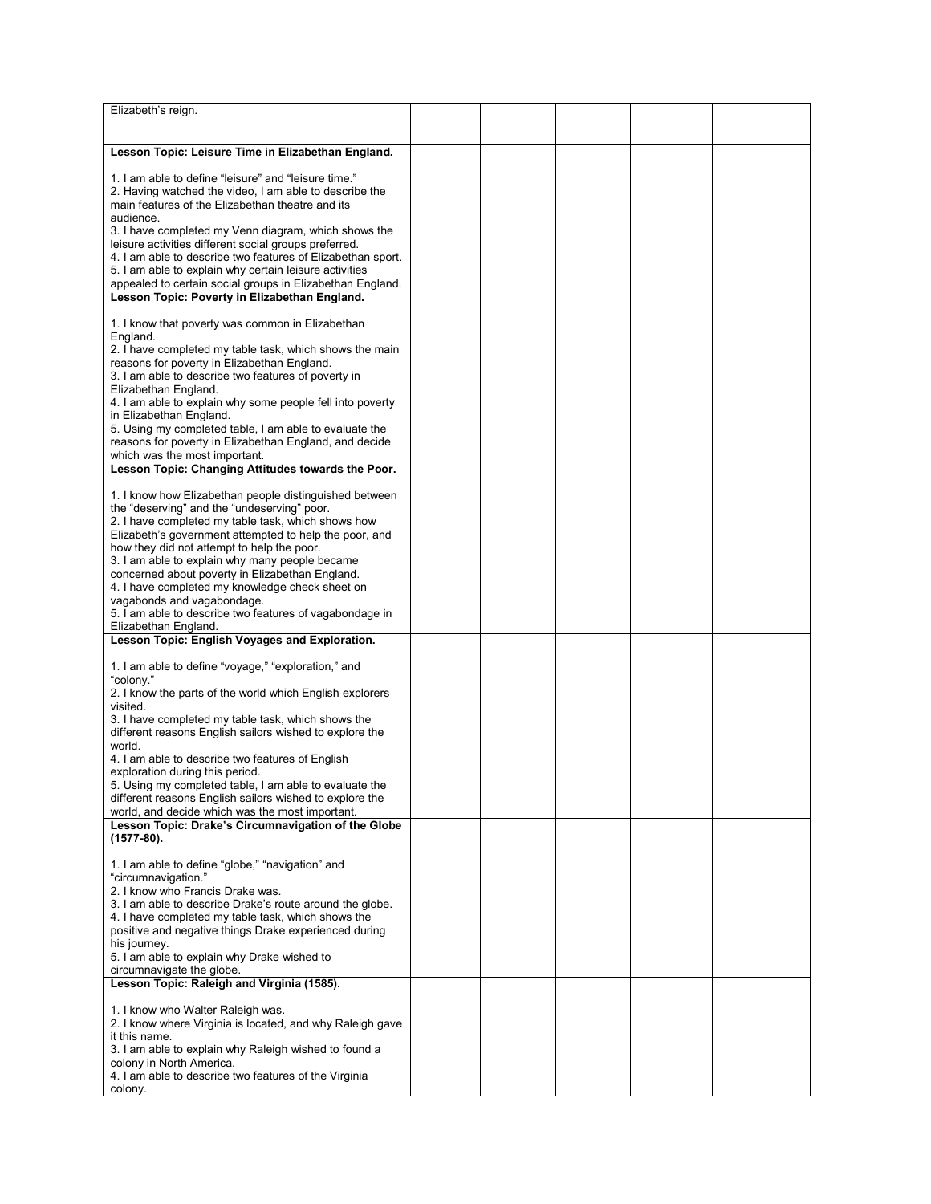| | | | | | |
|---|---|---|---|---|---|
| Elizabeth's reign. | | | | | |
| **Lesson Topic: Leisure Time in Elizabethan England.**<br><br>1. I am able to define "leisure" and "leisure time."<br>2. Having watched the video, I am able to describe the main features of the Elizabethan theatre and its audience.<br>3. I have completed my Venn diagram, which shows the leisure activities different social groups preferred.<br>4. I am able to describe two features of Elizabethan sport.<br>5. I am able to explain why certain leisure activities appealed to certain social groups in Elizabethan England. | | | | | |
| **Lesson Topic: Poverty in Elizabethan England.**<br><br>1. I know that poverty was common in Elizabethan England.<br>2. I have completed my table task, which shows the main reasons for poverty in Elizabethan England.<br>3. I am able to describe two features of poverty in Elizabethan England.<br>4. I am able to explain why some people fell into poverty in Elizabethan England.<br>5. Using my completed table, I am able to evaluate the reasons for poverty in Elizabethan England, and decide which was the most important. | | | | | |
| **Lesson Topic: Changing Attitudes towards the Poor.**<br><br>1. I know how Elizabethan people distinguished between the "deserving" and the "undeserving" poor.<br>2. I have completed my table task, which shows how Elizabeth's government attempted to help the poor, and how they did not attempt to help the poor.<br>3. I am able to explain why many people became concerned about poverty in Elizabethan England.<br>4. I have completed my knowledge check sheet on vagabonds and vagabondage.<br>5. I am able to describe two features of vagabondage in Elizabethan England. | | | | | |
| **Lesson Topic: English Voyages and Exploration.**<br><br>1. I am able to define "voyage," "exploration," and "colony."<br>2. I know the parts of the world which English explorers visited.<br>3. I have completed my table task, which shows the different reasons English sailors wished to explore the world.<br>4. I am able to describe two features of English exploration during this period.<br>5. Using my completed table, I am able to evaluate the different reasons English sailors wished to explore the world, and decide which was the most important. | | | | | |
| **Lesson Topic: Drake's Circumnavigation of the Globe (1577-80).**<br><br>1. I am able to define "globe," "navigation" and "circumnavigation."<br>2. I know who Francis Drake was.<br>3. I am able to describe Drake's route around the globe.<br>4. I have completed my table task, which shows the positive and negative things Drake experienced during his journey.<br>5. I am able to explain why Drake wished to circumnavigate the globe. | | | | | |
| **Lesson Topic: Raleigh and Virginia (1585).**<br><br>1. I know who Walter Raleigh was.<br>2. I know where Virginia is located, and why Raleigh gave it this name.<br>3. I am able to explain why Raleigh wished to found a colony in North America.<br>4. I am able to describe two features of the Virginia colony. | | | | | |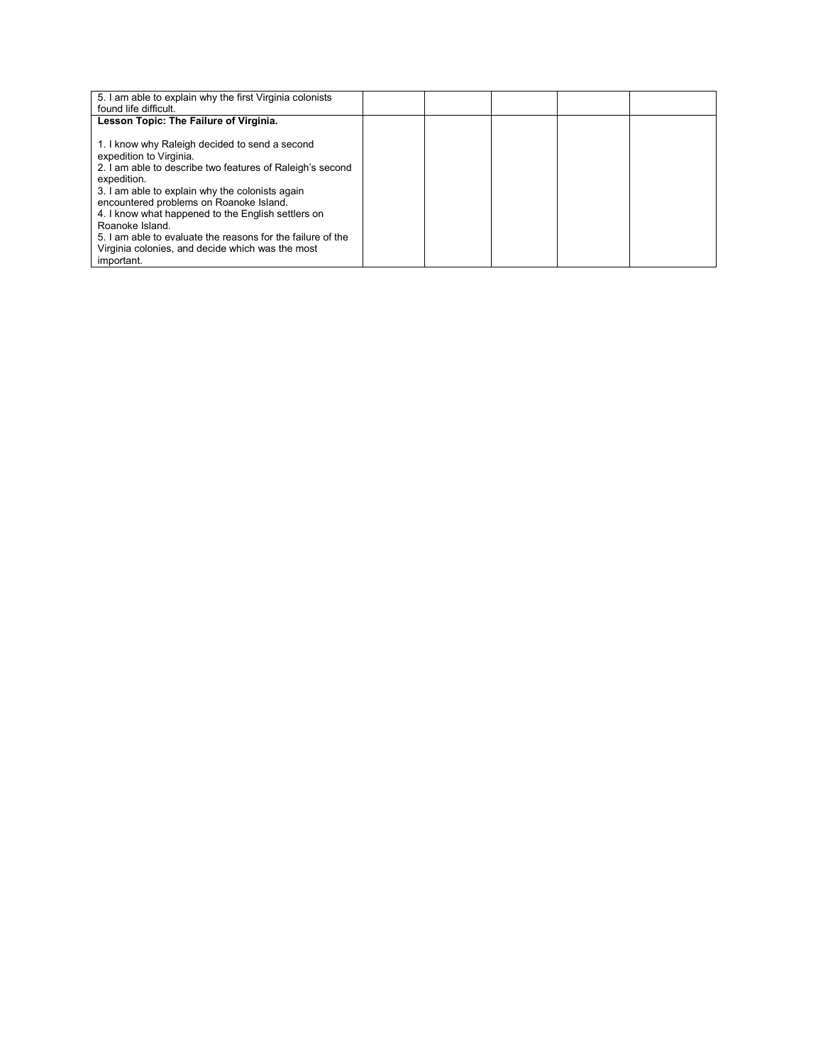| | | | | | |
|---|---|---|---|---|---|
| 5. I am able to explain why the first Virginia colonists found life difficult. | | | | | |
| **Lesson Topic: The Failure of Virginia.**<br><br>1. I know why Raleigh decided to send a second expedition to Virginia.<br>2. I am able to describe two features of Raleigh's second expedition.<br>3. I am able to explain why the colonists again encountered problems on Roanoke Island.<br>4. I know what happened to the English settlers on Roanoke Island.<br>5. I am able to evaluate the reasons for the failure of the Virginia colonies, and decide which was the most important. | | | | | |